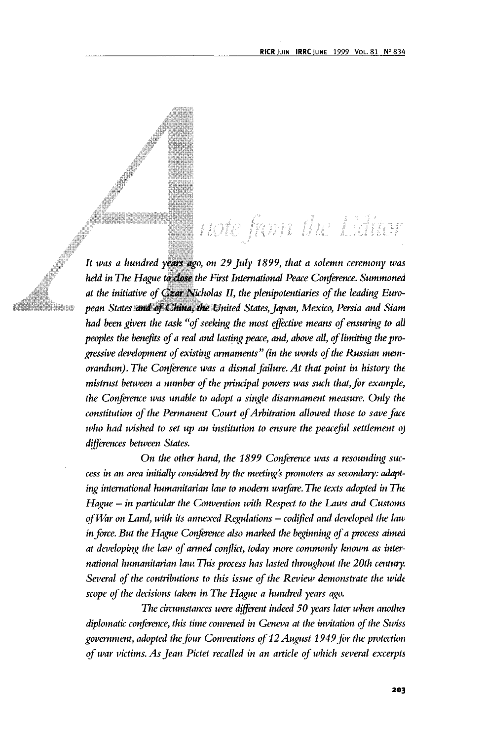# A note from the Editor

*It was a hundred years ago, on 29 July 1899, that a solemn ceremony was held in The Hague to close the First International Peace Conference. Summoned at the initiative of Czar Nicholas II, the plenipotentiaries of the leading European States and of China, the United States, Japan, Mexico, Persia and Siam had been given the task "of seeking the most effective means of ensuring to all peoples the benefits of a real and lasting peace, and, above all, of limiting the progressive development of existing armaments" (in the words of the Russian memorandum). The Conference was a dismal failure. At that point in history the mistrust between a number of the principal powers was such that, for example, the Conference was unable to adopt a single disarmament measure. Only the constitution of the Permanent Court of Arbitration allowed those to save face who had wished to set up an institution to ensure the peaceful settlement of differences between States.*

*On the other hand, the 1899 Conference was a resounding success in an area initially considered by the meeting's promoters as secondary: adapting international humanitarian law to modern warfare. The texts adopted in The Hague – in particular the Convention with Respect to the Laws and Customs of War on Land, with its annexed Regulations – codified and developed the law in force. But the Hague Conference also marked the beginning of a process aimed at developing the law of armed conflict, today more commonly known as international humanitarian law. This process has lasted throughout the 20th century. Several of the contributions to this issue of the Review demonstrate the wide scope of the decisions taken in The Hague a hundred years ago.*

*The circumstances were different indeed 50 years later when another diplomatic conference, this time convened in Geneva at the invitation of the Swiss government, adopted the four Conventions of 12 August 1949 for the protection of war victims. As Jean Pictet recalled in an article of which several excerpts*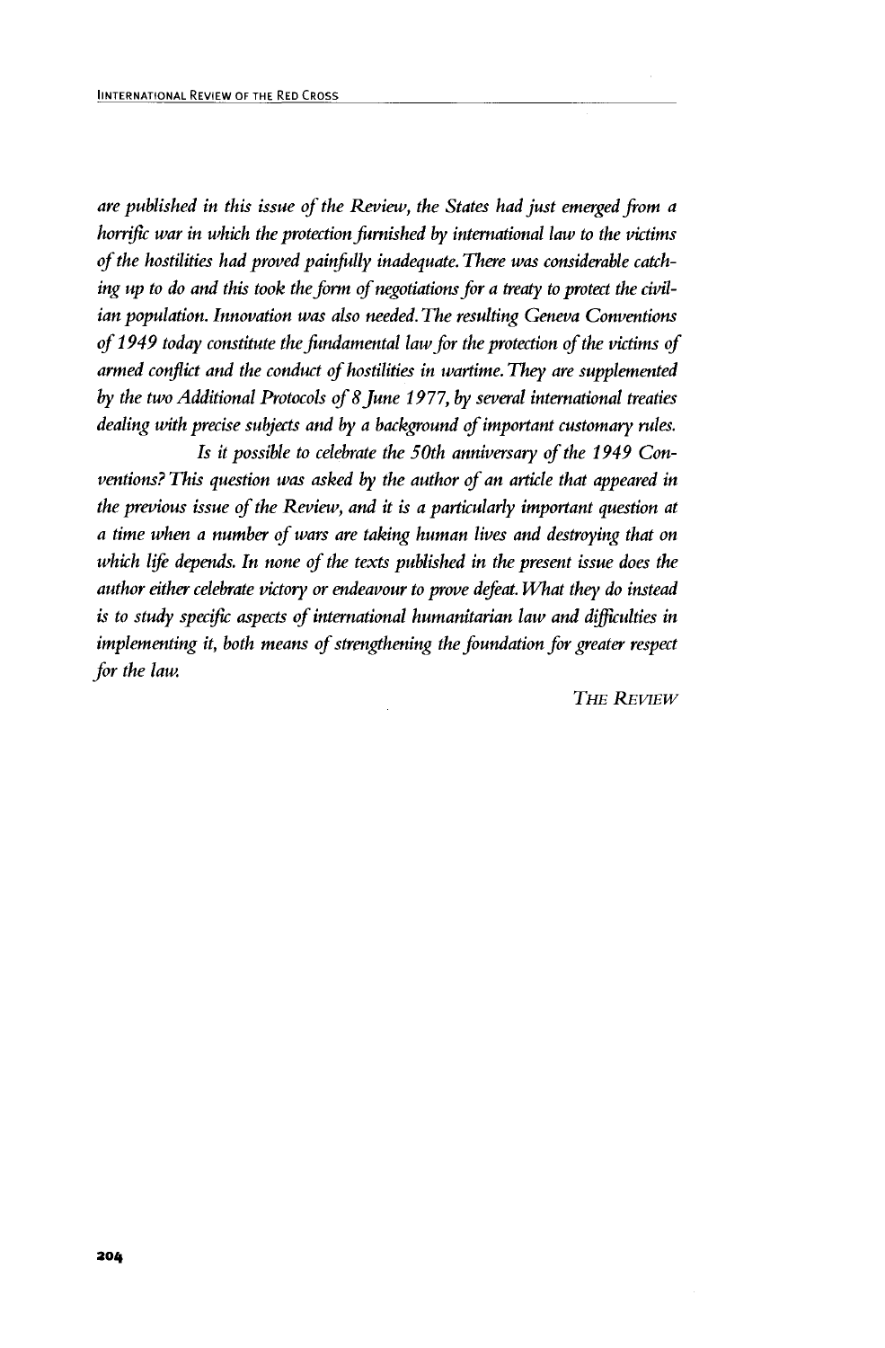*are published in this issue of the Review, the States had just emerged from a horrific war in which the protection furnished by international law to the victims of the hostilities had proved painfully inadequate. There was considerable catching up to do and this took the form of negotiations for a treaty to protect the civilian population. Innovation was also needed. The resulting Geneva Conventions of 1949 today constitute the fundamental law for the protection of the victims of armed conflict and the conduct of hostilities in wartime. They are supplemented by the two Additional Protocols of 8 June 1977, by several international treaties dealing with precise subjects and by a background of important customary rules.*

*Is it possible to celebrate the 50th anniversary of the 1949 Conventions? This question was asked by the author of an article that appeared in the previous issue of the Review, and it is a particularly important question at a time when a number of wars are taking human lives and destroying that on which life depends. In none of the texts published in the present issue does the author either celebrate victory or endeavour to prove defeat. What they do instead is to study specific aspects of international humanitarian law and difficulties in implementing it, both means of strengthening the foundation for greater respect for the law.*

*The Review*